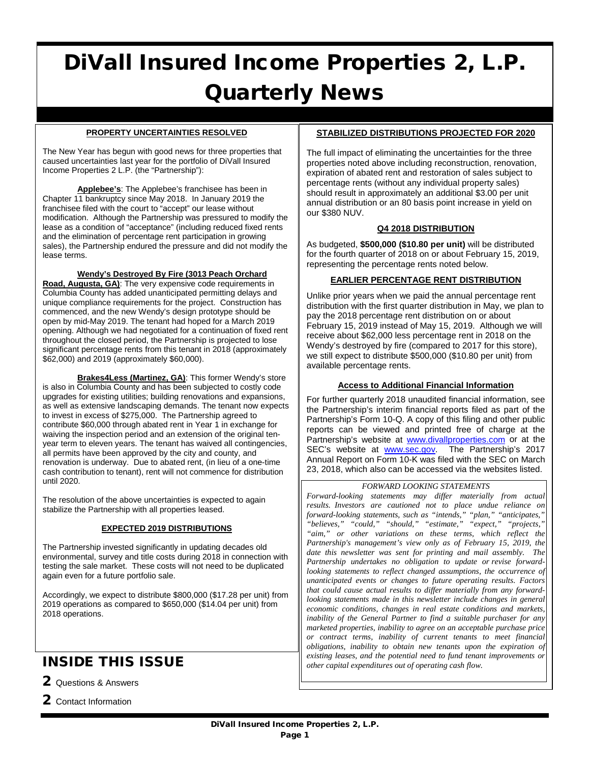# DiVall Insured Income Properties 2, L.P. Quarterly News

## PROPERTY UNCERTAINTIES RESOLVED

The New Year has begun with good news for three properties that caused uncertainties last year for the portfolio of DiVall Insured Income Properties 2 L.P. (the "Partnership"):

**Applebee's**: The Applebee's franchisee has been in Chapter 11 bankruptcy since May 2018. In January 2019 the franchisee filed with the court to "accept" our lease without modification. Although the Partnership was pressured to modify the lease as a condition of "acceptance" (including reduced fixed rents and the elimination of percentage rent participation in growing sales), the Partnership endured the pressure and did not modify the lease terms.

**Wendy's Destroyed By Fire (3013 Peach Orchard Road, Augusta, GA)**: The very expensive code requirements in Columbia County has added unanticipated permitting delays and unique compliance requirements for the project. Construction has commenced, and the new Wendy's design prototype should be open by mid-May 2019. The tenant had hoped for a March 2019 opening. Although we had negotiated for a continuation of fixed rent throughout the closed period, the Partnership is projected to lose significant percentage rents from this tenant in 2018 (approximately $62,000) and 2019 (approximately $60,000).

**Brakes4Less (Martinez, GA)**: This former Wendy's store is also in Columbia County and has been subjected to costly code upgrades for existing utilities; building renovations and expansions, as well as extensive landscaping demands. The tenant now expects to invest in excess of $275,000. The Partnership agreed to contribute $60,000 through abated rent in Year 1 in exchange for waiving the inspection period and an extension of the original ten-year term to eleven years. The tenant has waived all contingencies, all permits have been approved by the city and county, and renovation is underway. Due to abated rent, (in lieu of a one-time cash contribution to tenant), rent will not commence for distribution until 2020.

The resolution of the above uncertainties is expected to again stabilize the Partnership with all properties leased.

## EXPECTED 2019 DISTRIBUTIONS

The Partnership invested significantly in updating decades old environmental, survey and title costs during 2018 in connection with testing the sale market. These costs will not need to be duplicated again even for a future portfolio sale.

Accordingly, we expect to distribute $800,000 ($17.28 per unit) from 2019 operations as compared to $650,000 ($14.04 per unit) from 2018 operations.

## STABILIZED DISTRIBUTIONS PROJECTED FOR 2020

The full impact of eliminating the uncertainties for the three properties noted above including reconstruction, renovation, expiration of abated rent and restoration of sales subject to percentage rents (without any individual property sales) should result in approximately an additional $3.00 per unit annual distribution or an 80 basis point increase in yield on our $380 NUV.

## Q4 2018 DISTRIBUTION

As budgeted, **$500,000 ($10.80 per unit)** will be distributed for the fourth quarter of 2018 on or about February 15, 2019, representing the percentage rents noted below.

## EARLIER PERCENTAGE RENT DISTRIBUTION

Unlike prior years when we paid the annual percentage rent distribution with the first quarter distribution in May, we plan to pay the 2018 percentage rent distribution on or about February 15, 2019 instead of May 15, 2019. Although we will receive about $62,000 less percentage rent in 2018 on the Wendy's destroyed by fire (compared to 2017 for this store), we still expect to distribute $500,000 ($10.80 per unit) from available percentage rents.

## Access to Additional Financial Information

For further quarterly 2018 unaudited financial information, see the Partnership's interim financial reports filed as part of the Partnership's Form 10-Q. A copy of this filing and other public reports can be viewed and printed free of charge at the Partnership's website at www.divallproperties.com or at the SEC's website at www.sec.gov. The Partnership's 2017 Annual Report on Form 10-K was filed with the SEC on March 23, 2018, which also can be accessed via the websites listed.

*FORWARD LOOKING STATEMENTS*

*Forward-looking statements may differ materially from actual results. Investors are cautioned not to place undue reliance on forward-looking statements, such as "intends," "plan," "anticipates," "believes," "could," "should," "estimate," "expect," "projects," "aim," or other variations on these terms, which reflect the Partnership's management's view only as of February 15, 2019, the date this newsletter was sent for printing and mail assembly. The Partnership undertakes no obligation to update or revise forward-looking statements to reflect changed assumptions, the occurrence of unanticipated events or changes to future operating results. Factors that could cause actual results to differ materially from any forward-looking statements made in this newsletter include changes in general economic conditions, changes in real estate conditions and markets, inability of the General Partner to find a suitable purchaser for any marketed properties, inability to agree on an acceptable purchase price or contract terms, inability of current tenants to meet financial obligations, inability to obtain new tenants upon the expiration of existing leases, and the potential need to fund tenant improvements or other capital expenditures out of operating cash flow.*

## INSIDE THIS ISSUE

**2** Questions & Answers

**2** Contact Information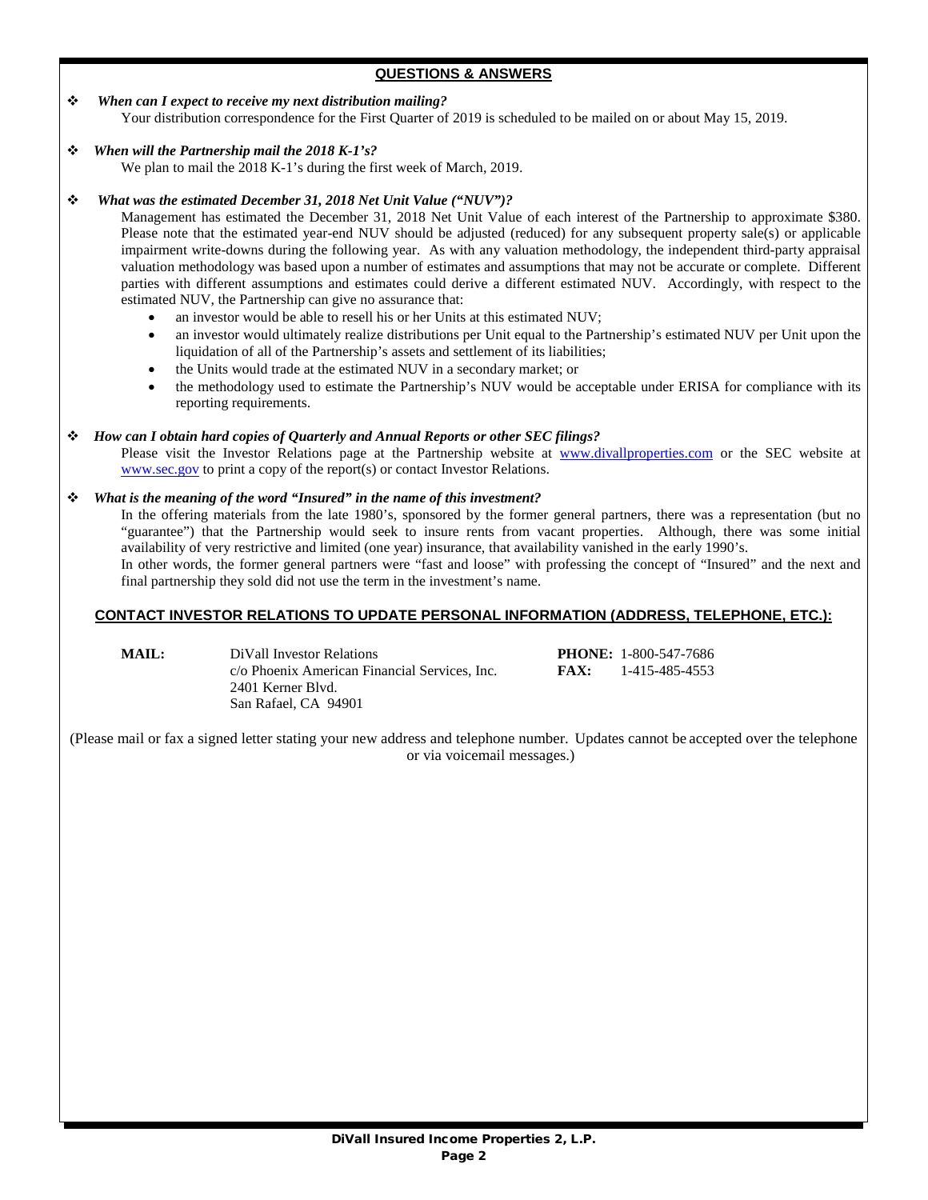## QUESTIONS & ANSWERS

- ***When can I expect to receive my next distribution mailing?***

  Your distribution correspondence for the First Quarter of 2019 is scheduled to be mailed on or about May 15, 2019.

- ***When will the Partnership mail the 2018 K-1's?***

  We plan to mail the 2018 K-1's during the first week of March, 2019.

- ***What was the estimated December 31, 2018 Net Unit Value ("NUV")?***

  Management has estimated the December 31, 2018 Net Unit Value of each interest of the Partnership to approximate $380. Please note that the estimated year-end NUV should be adjusted (reduced) for any subsequent property sale(s) or applicable impairment write-downs during the following year. As with any valuation methodology, the independent third-party appraisal valuation methodology was based upon a number of estimates and assumptions that may not be accurate or complete. Different parties with different assumptions and estimates could derive a different estimated NUV. Accordingly, with respect to the estimated NUV, the Partnership can give no assurance that:

  - an investor would be able to resell his or her Units at this estimated NUV;
  - an investor would ultimately realize distributions per Unit equal to the Partnership's estimated NUV per Unit upon the liquidation of all of the Partnership's assets and settlement of its liabilities;
  - the Units would trade at the estimated NUV in a secondary market; or
  - the methodology used to estimate the Partnership's NUV would be acceptable under ERISA for compliance with its reporting requirements.

- ***How can I obtain hard copies of Quarterly and Annual Reports or other SEC filings?***

  Please visit the Investor Relations page at the Partnership website at www.divallproperties.com or the SEC website at www.sec.gov to print a copy of the report(s) or contact Investor Relations.

- ***What is the meaning of the word "Insured" in the name of this investment?***

  In the offering materials from the late 1980's, sponsored by the former general partners, there was a representation (but no "guarantee") that the Partnership would seek to insure rents from vacant properties. Although, there was some initial availability of very restrictive and limited (one year) insurance, that availability vanished in the early 1990's.

  In other words, the former general partners were "fast and loose" with professing the concept of "Insured" and the next and final partnership they sold did not use the term in the investment's name.

## CONTACT INVESTOR RELATIONS TO UPDATE PERSONAL INFORMATION (ADDRESS, TELEPHONE, ETC.):

**MAIL:**
DiVall Investor Relations
c/o Phoenix American Financial Services, Inc.
2401 Kerner Blvd.
San Rafael, CA 94901

**PHONE:** 1-800-547-7686
**FAX:** 1-415-485-4553

(Please mail or fax a signed letter stating your new address and telephone number. Updates cannot be accepted over the telephone or via voicemail messages.)